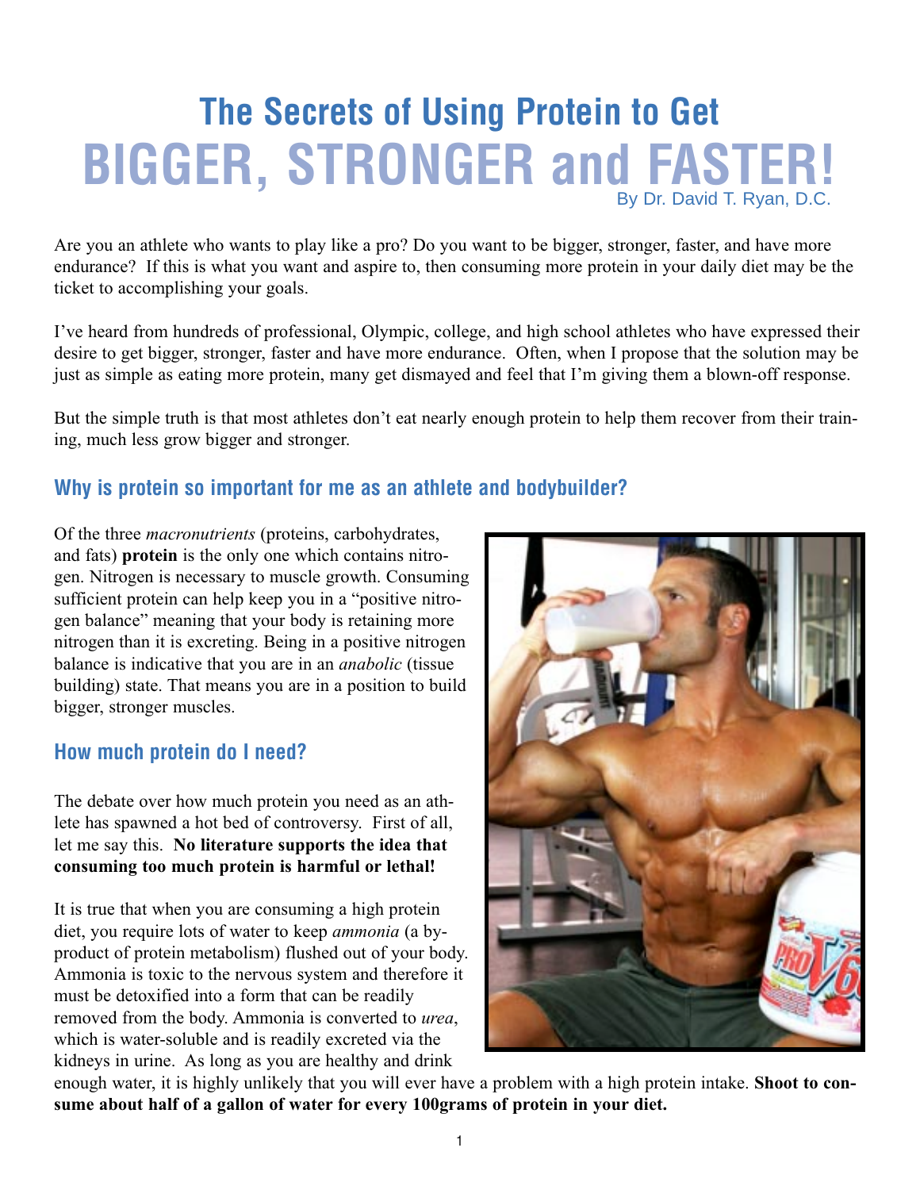# The Secrets of Using Protein to Get BIGGER, STRONGER and FASTER!

By Dr. David T. Ryan, D.C.

Are you an athlete who wants to play like a pro? Do you want to be bigger, stronger, faster, and have more endurance? If this is what you want and aspire to, then consuming more protein in your daily diet may be the ticket to accomplishing your goals.

I've heard from hundreds of professional, Olympic, college, and high school athletes who have expressed their desire to get bigger, stronger, faster and have more endurance. Often, when I propose that the solution may be just as simple as eating more protein, many get dismayed and feel that I'm giving them a blown-off response.

But the simple truth is that most athletes don't eat nearly enough protein to help them recover from their training, much less grow bigger and stronger.

## Why is protein so important for me as an athlete and bodybuilder?

Of the three *macronutrients* (proteins, carbohydrates, and fats) **protein** is the only one which contains nitrogen. Nitrogen is necessary to muscle growth. Consuming sufficient protein can help keep you in a "positive nitrogen balance" meaning that your body is retaining more nitrogen than it is excreting. Being in a positive nitrogen balance is indicative that you are in an *anabolic* (tissue building) state. That means you are in a position to build bigger, stronger muscles.

## How much protein do I need?

The debate over how much protein you need as an athlete has spawned a hot bed of controversy. First of all, let me say this. **No literature supports the idea that consuming too much protein is harmful or lethal!**

It is true that when you are consuming a high protein diet, you require lots of water to keep *ammonia* (a by-product of protein metabolism) flushed out of your body. Ammonia is toxic to the nervous system and therefore it must be detoxified into a form that can be readily removed from the body. Ammonia is converted to *urea*, which is water-soluble and is readily excreted via the kidneys in urine. As long as you are healthy and drink enough water, it is highly unlikely that you will ever have a problem with a high protein intake. **Shoot to consume about half of a gallon of water for every 100grams of protein in your diet.**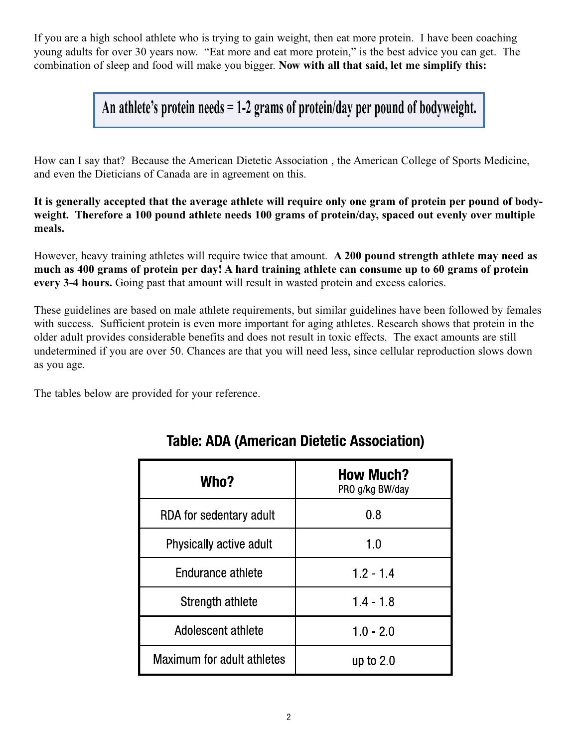If you are a high school athlete who is trying to gain weight, then eat more protein. I have been coaching young adults for over 30 years now. "Eat more and eat more protein," is the best advice you can get. The combination of sleep and food will make you bigger. **Now with all that said, let me simplify this:**

**An athlete's protein needs = 1-2 grams of protein/day per pound of bodyweight.**

How can I say that? Because the American Dietetic Association , the American College of Sports Medicine, and even the Dieticians of Canada are in agreement on this.

**It is generally accepted that the average athlete will require only one gram of protein per pound of body-weight. Therefore a 100 pound athlete needs 100 grams of protein/day, spaced out evenly over multiple meals.**

However, heavy training athletes will require twice that amount. **A 200 pound strength athlete may need as much as 400 grams of protein per day! A hard training athlete can consume up to 60 grams of protein every 3-4 hours.** Going past that amount will result in wasted protein and excess calories.

These guidelines are based on male athlete requirements, but similar guidelines have been followed by females with success. Sufficient protein is even more important for aging athletes. Research shows that protein in the older adult provides considerable benefits and does not result in toxic effects. The exact amounts are still undetermined if you are over 50. Chances are that you will need less, since cellular reproduction slows down as you age.

The tables below are provided for your reference.

## Table: ADA (American Dietetic Association)

| Who? | How Much? PRO g/kg BW/day |
|---|---|
| RDA for sedentary adult | 0.8 |
| Physically active adult | 1.0 |
| Endurance athlete | 1.2 - 1.4 |
| Strength athlete | 1.4 - 1.8 |
| Adolescent athlete | 1.0 - 2.0 |
| Maximum for adult athletes | up to 2.0 |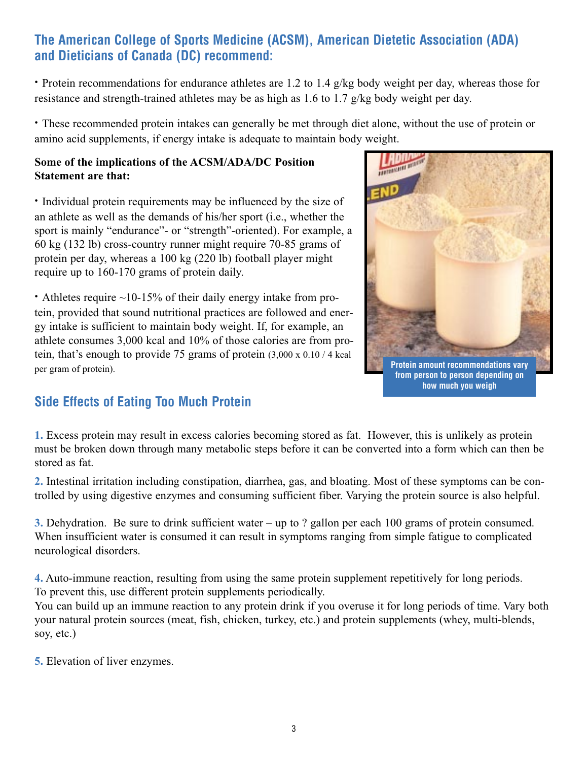## The American College of Sports Medicine (ACSM), American Dietetic Association (ADA) and Dieticians of Canada (DC) recommend:

• Protein recommendations for endurance athletes are 1.2 to 1.4 g/kg body weight per day, whereas those for resistance and strength-trained athletes may be as high as 1.6 to 1.7 g/kg body weight per day.

• These recommended protein intakes can generally be met through diet alone, without the use of protein or amino acid supplements, if energy intake is adequate to maintain body weight.

**Some of the implications of the ACSM/ADA/DC Position Statement are that:**

• Individual protein requirements may be influenced by the size of an athlete as well as the demands of his/her sport (i.e., whether the sport is mainly "endurance"- or "strength"-oriented). For example, a 60 kg (132 lb) cross-country runner might require 70-85 grams of protein per day, whereas a 100 kg (220 lb) football player might require up to 160-170 grams of protein daily.

• Athletes require ~10-15% of their daily energy intake from protein, provided that sound nutritional practices are followed and energy intake is sufficient to maintain body weight. If, for example, an athlete consumes 3,000 kcal and 10% of those calories are from protein, that's enough to provide 75 grams of protein (3,000 x 0.10 / 4 kcal per gram of protein).

Protein amount recommendations vary from person to person depending on how much you weigh

## Side Effects of Eating Too Much Protein

**1.** Excess protein may result in excess calories becoming stored as fat. However, this is unlikely as protein must be broken down through many metabolic steps before it can be converted into a form which can then be stored as fat.

**2.** Intestinal irritation including constipation, diarrhea, gas, and bloating. Most of these symptoms can be controlled by using digestive enzymes and consuming sufficient fiber. Varying the protein source is also helpful.

**3.** Dehydration. Be sure to drink sufficient water – up to ? gallon per each 100 grams of protein consumed. When insufficient water is consumed it can result in symptoms ranging from simple fatigue to complicated neurological disorders.

**4.** Auto-immune reaction, resulting from using the same protein supplement repetitively for long periods. To prevent this, use different protein supplements periodically.
You can build up an immune reaction to any protein drink if you overuse it for long periods of time. Vary both your natural protein sources (meat, fish, chicken, turkey, etc.) and protein supplements (whey, multi-blends, soy, etc.)

**5.** Elevation of liver enzymes.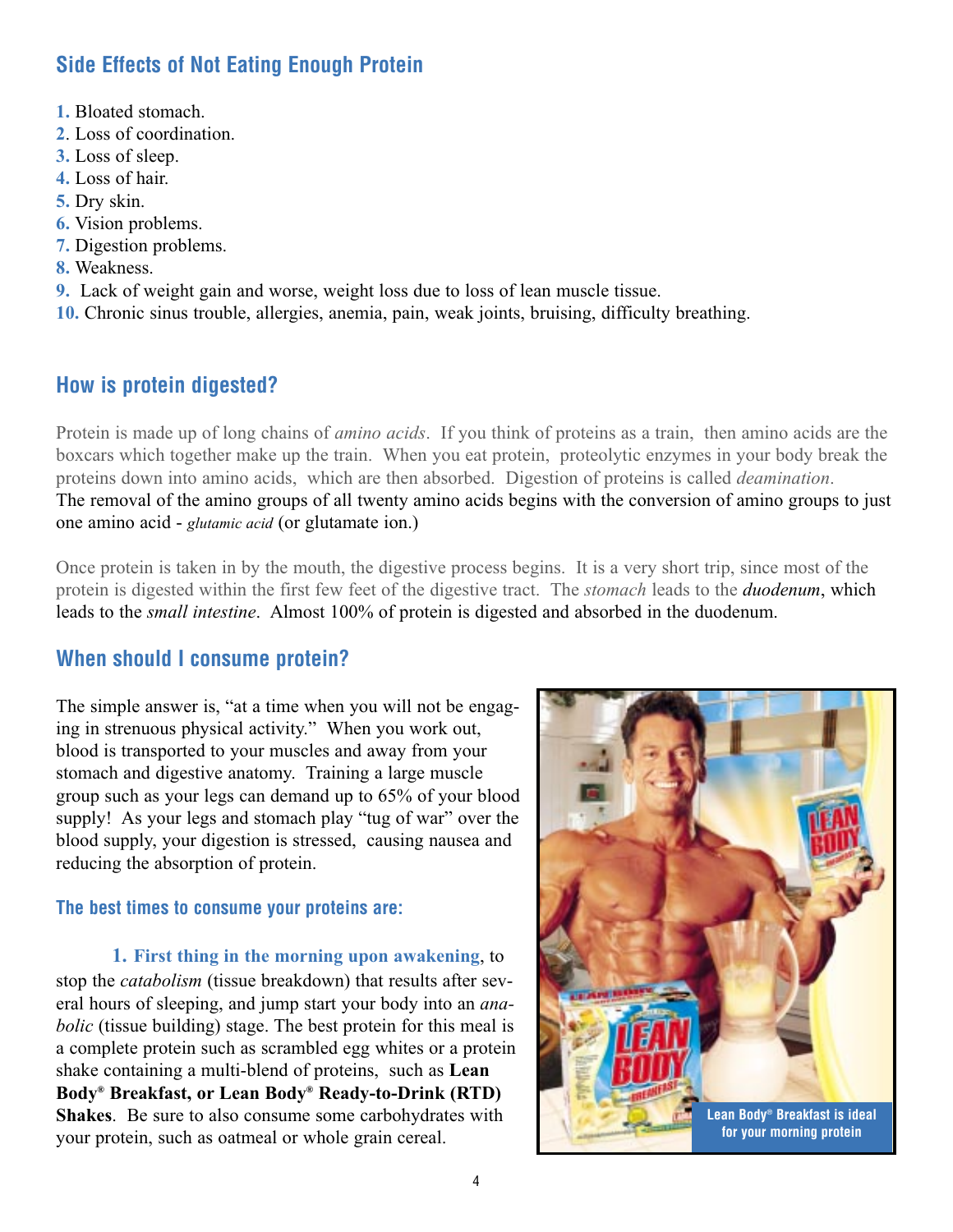## Side Effects of Not Eating Enough Protein

1. Bloated stomach.
2. Loss of coordination.
3. Loss of sleep.
4. Loss of hair.
5. Dry skin.
6. Vision problems.
7. Digestion problems.
8. Weakness.
9. Lack of weight gain and worse, weight loss due to loss of lean muscle tissue.
10. Chronic sinus trouble, allergies, anemia, pain, weak joints, bruising, difficulty breathing.

## How is protein digested?

Protein is made up of long chains of *amino acids*. If you think of proteins as a train, then amino acids are the boxcars which together make up the train. When you eat protein, proteolytic enzymes in your body break the proteins down into amino acids, which are then absorbed. Digestion of proteins is called *deamination*. The removal of the amino groups of all twenty amino acids begins with the conversion of amino groups to just one amino acid - *glutamic acid* (or glutamate ion.)

Once protein is taken in by the mouth, the digestive process begins. It is a very short trip, since most of the protein is digested within the first few feet of the digestive tract. The *stomach* leads to the ***duodenum***, which leads to the *small intestine*. Almost 100% of protein is digested and absorbed in the duodenum.

## When should I consume protein?

The simple answer is, "at a time when you will not be engaging in strenuous physical activity." When you work out, blood is transported to your muscles and away from your stomach and digestive anatomy. Training a large muscle group such as your legs can demand up to 65% of your blood supply! As your legs and stomach play "tug of war" over the blood supply, your digestion is stressed, causing nausea and reducing the absorption of protein.

### The best times to consume your proteins are:

**1. First thing in the morning upon awakening**, to stop the *catabolism* (tissue breakdown) that results after several hours of sleeping, and jump start your body into an *anabolic* (tissue building) stage. The best protein for this meal is a complete protein such as scrambled egg whites or a protein shake containing a multi-blend of proteins, such as **Lean Body® Breakfast, or Lean Body® Ready-to-Drink (RTD) Shakes**. Be sure to also consume some carbohydrates with your protein, such as oatmeal or whole grain cereal.

Lean Body® Breakfast is ideal for your morning protein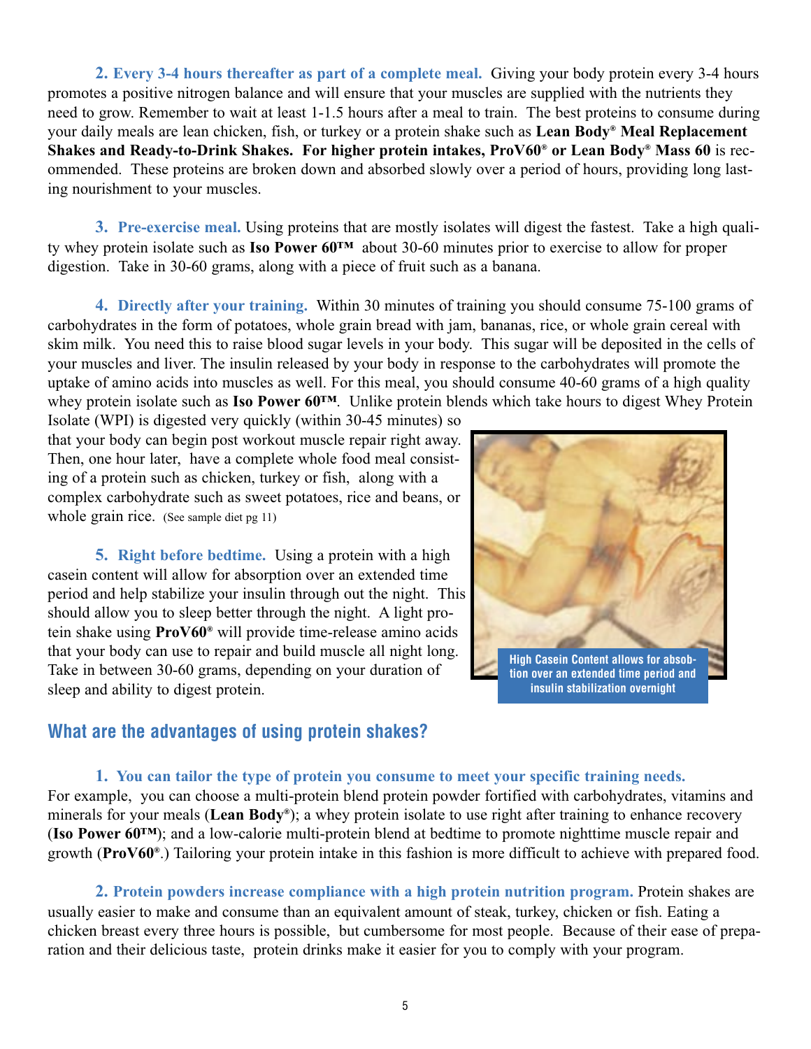**2. Every 3-4 hours thereafter as part of a complete meal.** Giving your body protein every 3-4 hours promotes a positive nitrogen balance and will ensure that your muscles are supplied with the nutrients they need to grow. Remember to wait at least 1-1.5 hours after a meal to train. The best proteins to consume during your daily meals are lean chicken, fish, or turkey or a protein shake such as **Lean Body® Meal Replacement Shakes and Ready-to-Drink Shakes. For higher protein intakes, ProV60® or Lean Body® Mass 60** is recommended. These proteins are broken down and absorbed slowly over a period of hours, providing long lasting nourishment to your muscles.

**3. Pre-exercise meal.** Using proteins that are mostly isolates will digest the fastest. Take a high quality whey protein isolate such as **Iso Power 60™** about 30-60 minutes prior to exercise to allow for proper digestion. Take in 30-60 grams, along with a piece of fruit such as a banana.

**4. Directly after your training.** Within 30 minutes of training you should consume 75-100 grams of carbohydrates in the form of potatoes, whole grain bread with jam, bananas, rice, or whole grain cereal with skim milk. You need this to raise blood sugar levels in your body. This sugar will be deposited in the cells of your muscles and liver. The insulin released by your body in response to the carbohydrates will promote the uptake of amino acids into muscles as well. For this meal, you should consume 40-60 grams of a high quality whey protein isolate such as **Iso Power 60™**. Unlike protein blends which take hours to digest Whey Protein Isolate (WPI) is digested very quickly (within 30-45 minutes) so that your body can begin post workout muscle repair right away. Then, one hour later, have a complete whole food meal consisting of a protein such as chicken, turkey or fish, along with a complex carbohydrate such as sweet potatoes, rice and beans, or whole grain rice. (See sample diet pg 11)

**5. Right before bedtime.** Using a protein with a high casein content will allow for absorption over an extended time period and help stabilize your insulin through out the night. This should allow you to sleep better through the night. A light protein shake using **ProV60®** will provide time-release amino acids that your body can use to repair and build muscle all night long. Take in between 30-60 grams, depending on your duration of sleep and ability to digest protein.

High Casein Content allows for absobtion over an extended time period and insulin stabilization overnight

## What are the advantages of using protein shakes?

**1. You can tailor the type of protein you consume to meet your specific training needs.** For example, you can choose a multi-protein blend protein powder fortified with carbohydrates, vitamins and minerals for your meals (**Lean Body®**); a whey protein isolate to use right after training to enhance recovery (**Iso Power 60™**); and a low-calorie multi-protein blend at bedtime to promote nighttime muscle repair and growth (**ProV60®**.) Tailoring your protein intake in this fashion is more difficult to achieve with prepared food.

**2. Protein powders increase compliance with a high protein nutrition program.** Protein shakes are usually easier to make and consume than an equivalent amount of steak, turkey, chicken or fish. Eating a chicken breast every three hours is possible, but cumbersome for most people. Because of their ease of preparation and their delicious taste, protein drinks make it easier for you to comply with your program.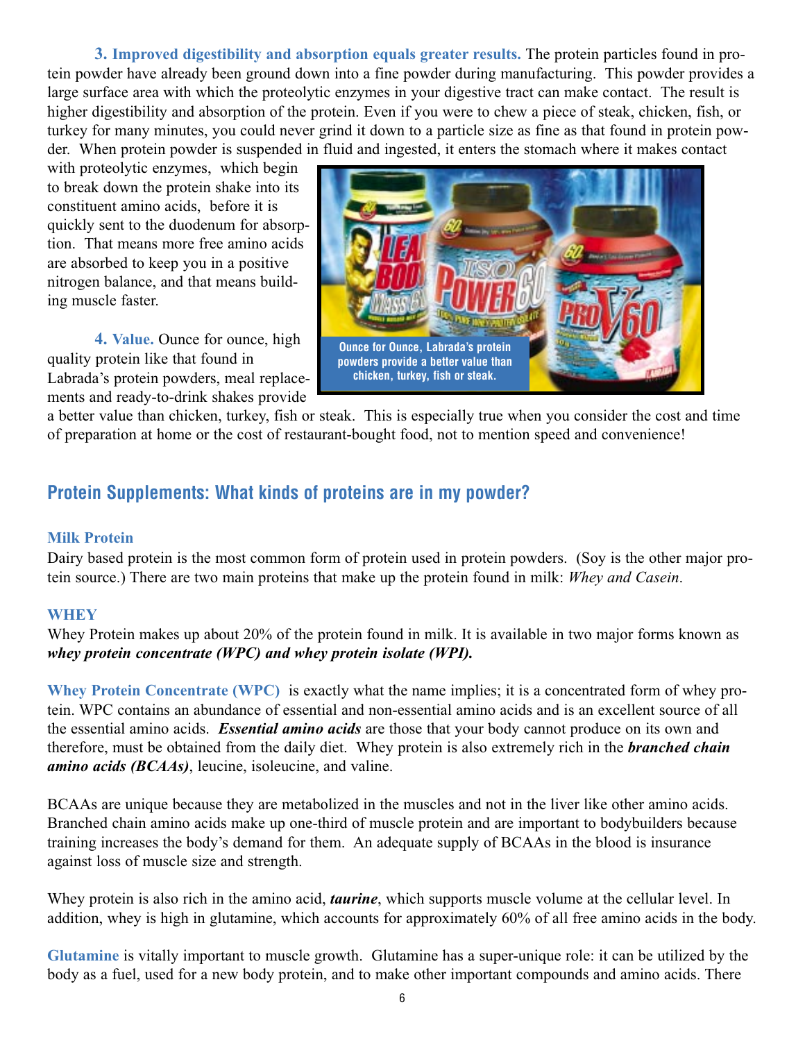**3. Improved digestibility and absorption equals greater results.** The protein particles found in protein powder have already been ground down into a fine powder during manufacturing. This powder provides a large surface area with which the proteolytic enzymes in your digestive tract can make contact. The result is higher digestibility and absorption of the protein. Even if you were to chew a piece of steak, chicken, fish, or turkey for many minutes, you could never grind it down to a particle size as fine as that found in protein powder. When protein powder is suspended in fluid and ingested, it enters the stomach where it makes contact with proteolytic enzymes, which begin to break down the protein shake into its constituent amino acids, before it is quickly sent to the duodenum for absorption. That means more free amino acids are absorbed to keep you in a positive nitrogen balance, and that means building muscle faster.

**4. Value.** Ounce for ounce, high quality protein like that found in Labrada's protein powders, meal replacements and ready-to-drink shakes provide a better value than chicken, turkey, fish or steak. This is especially true when you consider the cost and time of preparation at home or the cost of restaurant-bought food, not to mention speed and convenience!

Ounce for Ounce, Labrada's protein powders provide a better value than chicken, turkey, fish or steak.

## Protein Supplements: What kinds of proteins are in my powder?

### Milk Protein

Dairy based protein is the most common form of protein used in protein powders. (Soy is the other major protein source.) There are two main proteins that make up the protein found in milk: *Whey and Casein*.

### WHEY

Whey Protein makes up about 20% of the protein found in milk. It is available in two major forms known as ***whey protein concentrate (WPC) and whey protein isolate (WPI).***

**Whey Protein Concentrate (WPC)** is exactly what the name implies; it is a concentrated form of whey protein. WPC contains an abundance of essential and non-essential amino acids and is an excellent source of all the essential amino acids. ***Essential amino acids*** are those that your body cannot produce on its own and therefore, must be obtained from the daily diet. Whey protein is also extremely rich in the ***branched chain amino acids (BCAAs)***, leucine, isoleucine, and valine.

BCAAs are unique because they are metabolized in the muscles and not in the liver like other amino acids. Branched chain amino acids make up one-third of muscle protein and are important to bodybuilders because training increases the body's demand for them. An adequate supply of BCAAs in the blood is insurance against loss of muscle size and strength.

Whey protein is also rich in the amino acid, ***taurine***, which supports muscle volume at the cellular level. In addition, whey is high in glutamine, which accounts for approximately 60% of all free amino acids in the body.

**Glutamine** is vitally important to muscle growth. Glutamine has a super-unique role: it can be utilized by the body as a fuel, used for a new body protein, and to make other important compounds and amino acids. There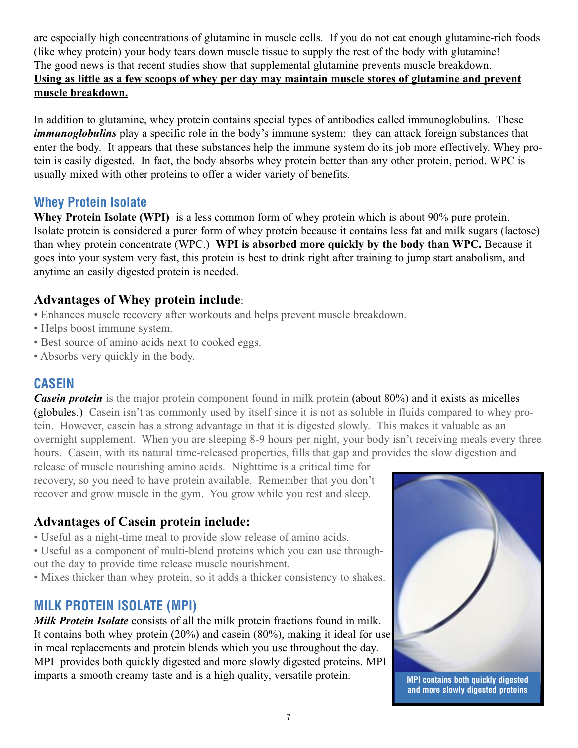are especially high concentrations of glutamine in muscle cells. If you do not eat enough glutamine-rich foods (like whey protein) your body tears down muscle tissue to supply the rest of the body with glutamine! The good news is that recent studies show that supplemental glutamine prevents muscle breakdown. **Using as little as a few scoops of whey per day may maintain muscle stores of glutamine and prevent muscle breakdown.**

In addition to glutamine, whey protein contains special types of antibodies called immunoglobulins. These ***immunoglobulins*** play a specific role in the body's immune system: they can attack foreign substances that enter the body. It appears that these substances help the immune system do its job more effectively. Whey protein is easily digested. In fact, the body absorbs whey protein better than any other protein, period. WPC is usually mixed with other proteins to offer a wider variety of benefits.

## Whey Protein Isolate

**Whey Protein Isolate (WPI)** is a less common form of whey protein which is about 90% pure protein. Isolate protein is considered a purer form of whey protein because it contains less fat and milk sugars (lactose) than whey protein concentrate (WPC.) **WPI is absorbed more quickly by the body than WPC.** Because it goes into your system very fast, this protein is best to drink right after training to jump start anabolism, and anytime an easily digested protein is needed.

### Advantages of Whey protein include:

- Enhances muscle recovery after workouts and helps prevent muscle breakdown.
- Helps boost immune system.
- Best source of amino acids next to cooked eggs.
- Absorbs very quickly in the body.

## CASEIN

***Casein protein*** is the major protein component found in milk protein (about 80%) and it exists as micelles (globules.) Casein isn't as commonly used by itself since it is not as soluble in fluids compared to whey protein. However, casein has a strong advantage in that it is digested slowly. This makes it valuable as an overnight supplement. When you are sleeping 8-9 hours per night, your body isn't receiving meals every three hours. Casein, with its natural time-released properties, fills that gap and provides the slow digestion and release of muscle nourishing amino acids. Nighttime is a critical time for recovery, so you need to have protein available. Remember that you don't recover and grow muscle in the gym. You grow while you rest and sleep.

### Advantages of Casein protein include:

- Useful as a night-time meal to provide slow release of amino acids.
- Useful as a component of multi-blend proteins which you can use throughout the day to provide time release muscle nourishment.
- Mixes thicker than whey protein, so it adds a thicker consistency to shakes.

## MILK PROTEIN ISOLATE (MPI)

***Milk Protein Isolate*** consists of all the milk protein fractions found in milk. It contains both whey protein (20%) and casein (80%), making it ideal for use in meal replacements and protein blends which you use throughout the day. MPI provides both quickly digested and more slowly digested proteins. MPI imparts a smooth creamy taste and is a high quality, versatile protein.

MPI contains both quickly digested and more slowly digested proteins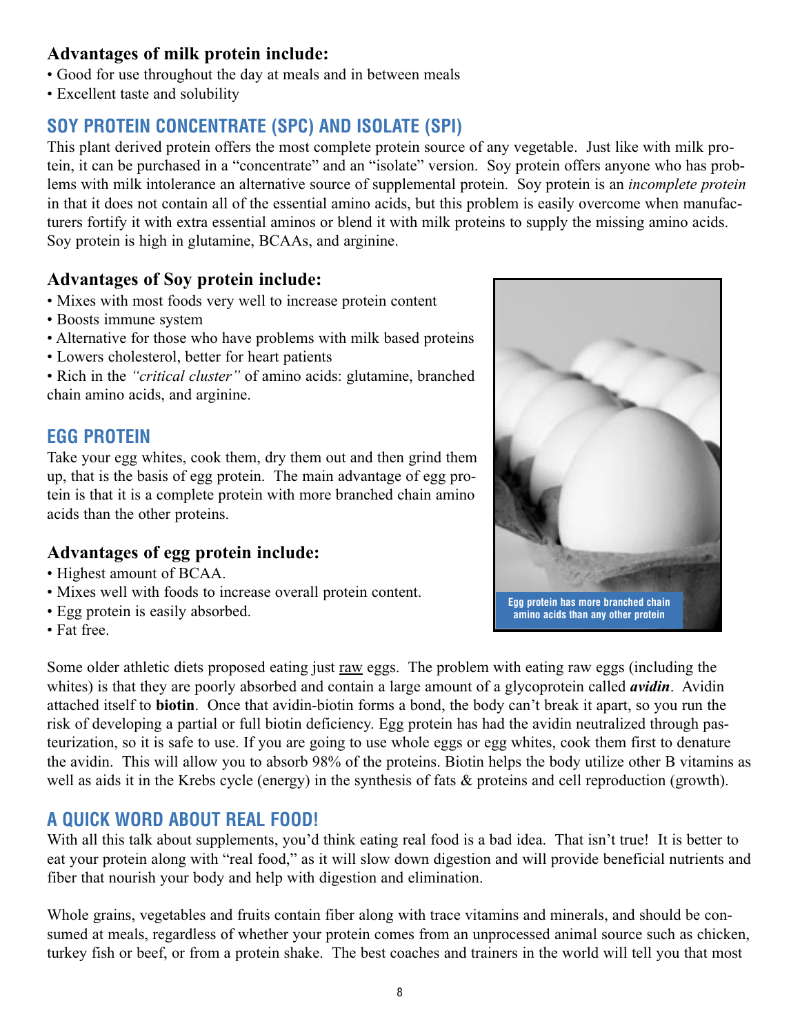### Advantages of milk protein include:

- Good for use throughout the day at meals and in between meals
- Excellent taste and solubility

## SOY PROTEIN CONCENTRATE (SPC) AND ISOLATE (SPI)

This plant derived protein offers the most complete protein source of any vegetable. Just like with milk protein, it can be purchased in a "concentrate" and an "isolate" version. Soy protein offers anyone who has problems with milk intolerance an alternative source of supplemental protein. Soy protein is an *incomplete protein* in that it does not contain all of the essential amino acids, but this problem is easily overcome when manufacturers fortify it with extra essential aminos or blend it with milk proteins to supply the missing amino acids. Soy protein is high in glutamine, BCAAs, and arginine.

### Advantages of Soy protein include:

- Mixes with most foods very well to increase protein content
- Boosts immune system
- Alternative for those who have problems with milk based proteins
- Lowers cholesterol, better for heart patients
- Rich in the *"critical cluster"* of amino acids: glutamine, branched chain amino acids, and arginine.

## EGG PROTEIN

Take your egg whites, cook them, dry them out and then grind them up, that is the basis of egg protein. The main advantage of egg protein is that it is a complete protein with more branched chain amino acids than the other proteins.

### Advantages of egg protein include:

- Highest amount of BCAA.
- Mixes well with foods to increase overall protein content.
- Egg protein is easily absorbed.
- Fat free.

Egg protein has more branched chain amino acids than any other protein

Some older athletic diets proposed eating just raw eggs. The problem with eating raw eggs (including the whites) is that they are poorly absorbed and contain a large amount of a glycoprotein called ***avidin***. Avidin attached itself to **biotin**. Once that avidin-biotin forms a bond, the body can't break it apart, so you run the risk of developing a partial or full biotin deficiency. Egg protein has had the avidin neutralized through pasteurization, so it is safe to use. If you are going to use whole eggs or egg whites, cook them first to denature the avidin. This will allow you to absorb 98% of the proteins. Biotin helps the body utilize other B vitamins as well as aids it in the Krebs cycle (energy) in the synthesis of fats & proteins and cell reproduction (growth).

## A QUICK WORD ABOUT REAL FOOD!

With all this talk about supplements, you'd think eating real food is a bad idea. That isn't true! It is better to eat your protein along with "real food," as it will slow down digestion and will provide beneficial nutrients and fiber that nourish your body and help with digestion and elimination.

Whole grains, vegetables and fruits contain fiber along with trace vitamins and minerals, and should be consumed at meals, regardless of whether your protein comes from an unprocessed animal source such as chicken, turkey fish or beef, or from a protein shake. The best coaches and trainers in the world will tell you that most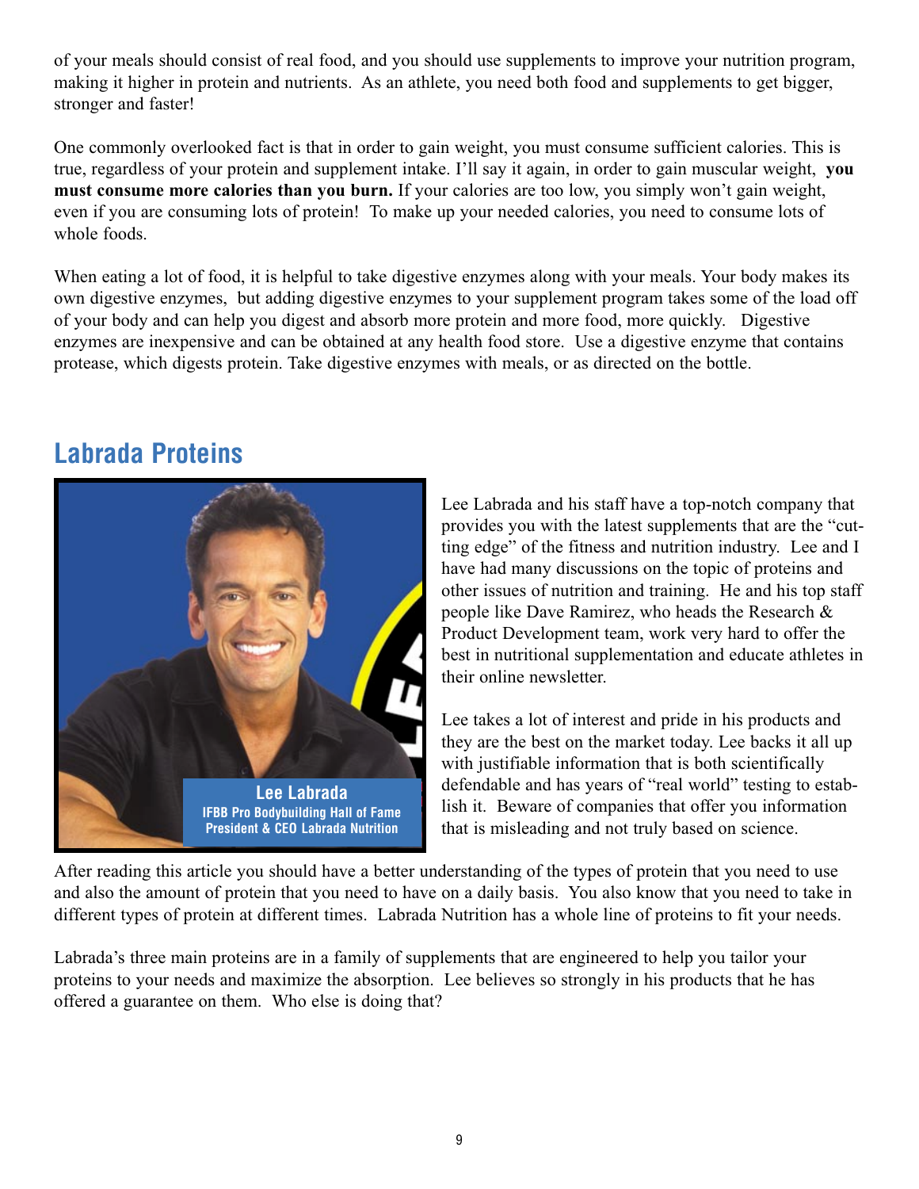of your meals should consist of real food, and you should use supplements to improve your nutrition program, making it higher in protein and nutrients. As an athlete, you need both food and supplements to get bigger, stronger and faster!

One commonly overlooked fact is that in order to gain weight, you must consume sufficient calories. This is true, regardless of your protein and supplement intake. I'll say it again, in order to gain muscular weight, **you must consume more calories than you burn.** If your calories are too low, you simply won't gain weight, even if you are consuming lots of protein! To make up your needed calories, you need to consume lots of whole foods.

When eating a lot of food, it is helpful to take digestive enzymes along with your meals. Your body makes its own digestive enzymes, but adding digestive enzymes to your supplement program takes some of the load off of your body and can help you digest and absorb more protein and more food, more quickly. Digestive enzymes are inexpensive and can be obtained at any health food store. Use a digestive enzyme that contains protease, which digests protein. Take digestive enzymes with meals, or as directed on the bottle.

## Labrada Proteins

**Lee Labrada**
**IFBB Pro Bodybuilding Hall of Fame**
**President & CEO Labrada Nutrition**

Lee Labrada and his staff have a top-notch company that provides you with the latest supplements that are the "cutting edge" of the fitness and nutrition industry. Lee and I have had many discussions on the topic of proteins and other issues of nutrition and training. He and his top staff people like Dave Ramirez, who heads the Research & Product Development team, work very hard to offer the best in nutritional supplementation and educate athletes in their online newsletter.

Lee takes a lot of interest and pride in his products and they are the best on the market today. Lee backs it all up with justifiable information that is both scientifically defendable and has years of "real world" testing to establish it. Beware of companies that offer you information that is misleading and not truly based on science.

After reading this article you should have a better understanding of the types of protein that you need to use and also the amount of protein that you need to have on a daily basis. You also know that you need to take in different types of protein at different times. Labrada Nutrition has a whole line of proteins to fit your needs.

Labrada's three main proteins are in a family of supplements that are engineered to help you tailor your proteins to your needs and maximize the absorption. Lee believes so strongly in his products that he has offered a guarantee on them. Who else is doing that?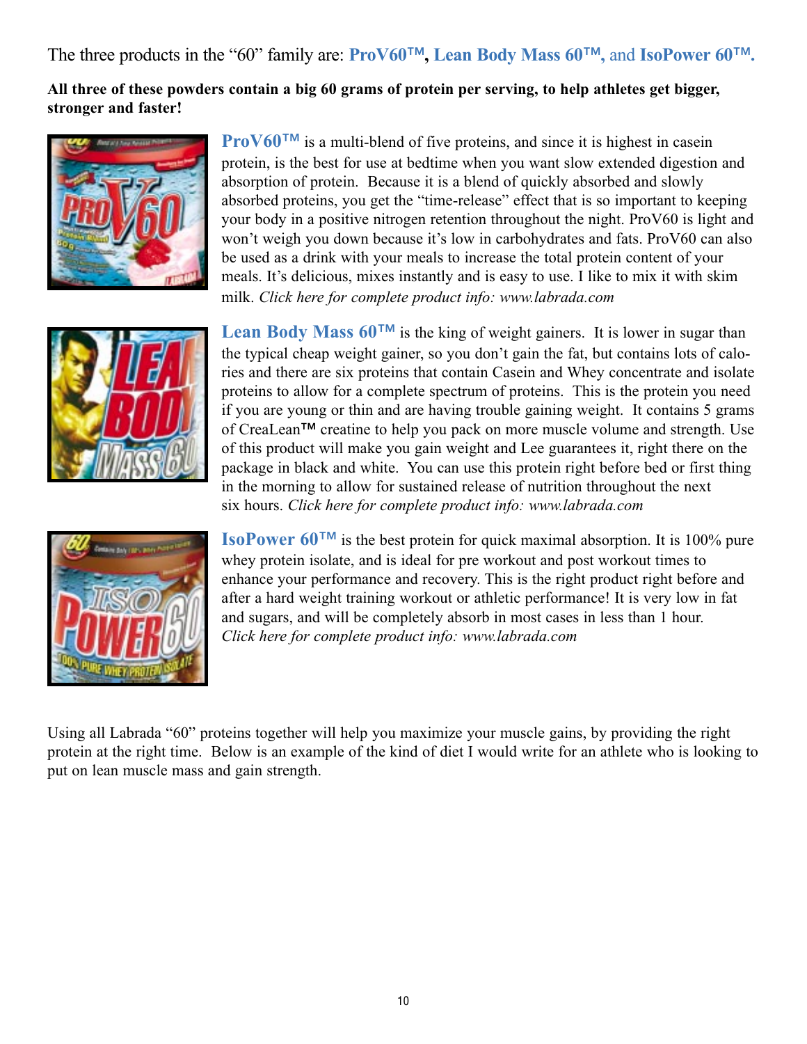The three products in the "60" family are: **ProV60™, Lean Body Mass 60™,** and **IsoPower 60™.**

**All three of these powders contain a big 60 grams of protein per serving, to help athletes get bigger, stronger and faster!**

**ProV60™** is a multi-blend of five proteins, and since it is highest in casein protein, is the best for use at bedtime when you want slow extended digestion and absorption of protein. Because it is a blend of quickly absorbed and slowly absorbed proteins, you get the "time-release" effect that is so important to keeping your body in a positive nitrogen retention throughout the night. ProV60 is light and won't weigh you down because it's low in carbohydrates and fats. ProV60 can also be used as a drink with your meals to increase the total protein content of your meals. It's delicious, mixes instantly and is easy to use. I like to mix it with skim milk. *Click here for complete product info: www.labrada.com*

**Lean Body Mass 60™** is the king of weight gainers. It is lower in sugar than the typical cheap weight gainer, so you don't gain the fat, but contains lots of calories and there are six proteins that contain Casein and Whey concentrate and isolate proteins to allow for a complete spectrum of proteins. This is the protein you need if you are young or thin and are having trouble gaining weight. It contains 5 grams of CreaLean™ creatine to help you pack on more muscle volume and strength. Use of this product will make you gain weight and Lee guarantees it, right there on the package in black and white. You can use this protein right before bed or first thing in the morning to allow for sustained release of nutrition throughout the next six hours. *Click here for complete product info: www.labrada.com*

**IsoPower 60™** is the best protein for quick maximal absorption. It is 100% pure whey protein isolate, and is ideal for pre workout and post workout times to enhance your performance and recovery. This is the right product right before and after a hard weight training workout or athletic performance! It is very low in fat and sugars, and will be completely absorb in most cases in less than 1 hour. *Click here for complete product info: www.labrada.com*

Using all Labrada "60" proteins together will help you maximize your muscle gains, by providing the right protein at the right time. Below is an example of the kind of diet I would write for an athlete who is looking to put on lean muscle mass and gain strength.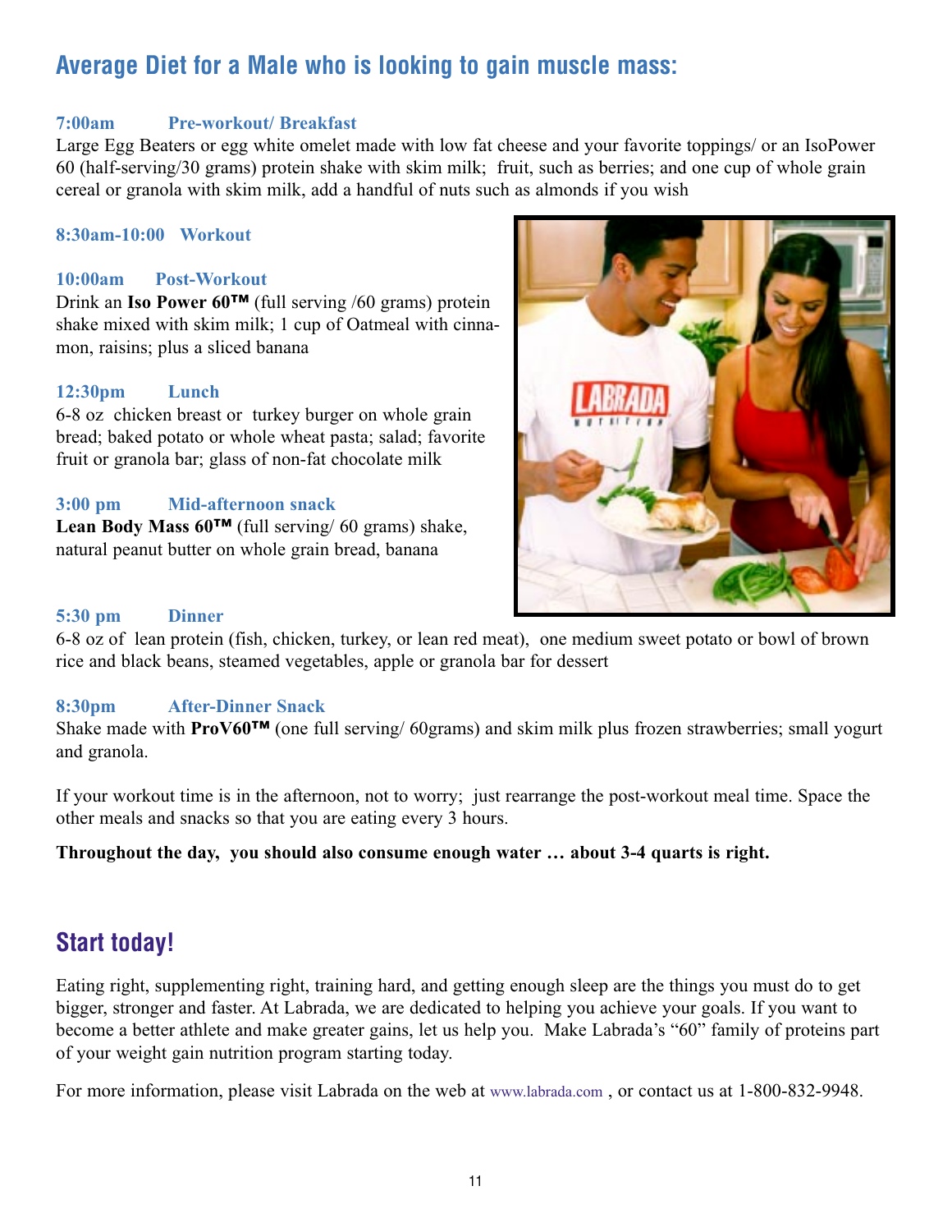## Average Diet for a Male who is looking to gain muscle mass:

**7:00am Pre-workout/ Breakfast**

Large Egg Beaters or egg white omelet made with low fat cheese and your favorite toppings/ or an IsoPower 60 (half-serving/30 grams) protein shake with skim milk; fruit, such as berries; and one cup of whole grain cereal or granola with skim milk, add a handful of nuts such as almonds if you wish

**8:30am-10:00 Workout**

**10:00am Post-Workout**

Drink an **Iso Power 60™** (full serving /60 grams) protein shake mixed with skim milk; 1 cup of Oatmeal with cinnamon, raisins; plus a sliced banana

**12:30pm Lunch**

6-8 oz chicken breast or turkey burger on whole grain bread; baked potato or whole wheat pasta; salad; favorite fruit or granola bar; glass of non-fat chocolate milk

**3:00 pm Mid-afternoon snack**

**Lean Body Mass 60™** (full serving/ 60 grams) shake, natural peanut butter on whole grain bread, banana

**5:30 pm Dinner**

6-8 oz of lean protein (fish, chicken, turkey, or lean red meat), one medium sweet potato or bowl of brown rice and black beans, steamed vegetables, apple or granola bar for dessert

**8:30pm After-Dinner Snack**

Shake made with **ProV60™** (one full serving/ 60grams) and skim milk plus frozen strawberries; small yogurt and granola.

If your workout time is in the afternoon, not to worry; just rearrange the post-workout meal time. Space the other meals and snacks so that you are eating every 3 hours.

**Throughout the day, you should also consume enough water … about 3-4 quarts is right.**

## Start today!

Eating right, supplementing right, training hard, and getting enough sleep are the things you must do to get bigger, stronger and faster. At Labrada, we are dedicated to helping you achieve your goals. If you want to become a better athlete and make greater gains, let us help you. Make Labrada's "60" family of proteins part of your weight gain nutrition program starting today.

For more information, please visit Labrada on the web at www.labrada.com , or contact us at 1-800-832-9948.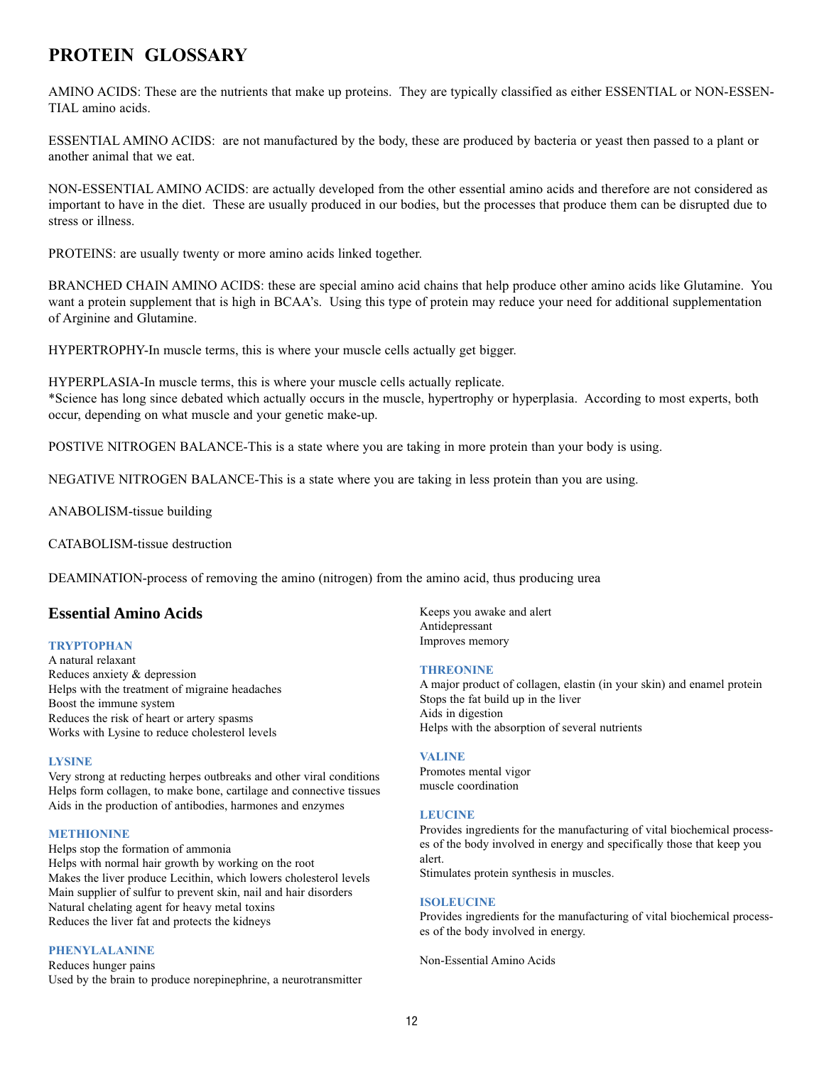# PROTEIN GLOSSARY

AMINO ACIDS: These are the nutrients that make up proteins. They are typically classified as either ESSENTIAL or NON-ESSENTIAL amino acids.

ESSENTIAL AMINO ACIDS: are not manufactured by the body, these are produced by bacteria or yeast then passed to a plant or another animal that we eat.

NON-ESSENTIAL AMINO ACIDS: are actually developed from the other essential amino acids and therefore are not considered as important to have in the diet. These are usually produced in our bodies, but the processes that produce them can be disrupted due to stress or illness.

PROTEINS: are usually twenty or more amino acids linked together.

BRANCHED CHAIN AMINO ACIDS: these are special amino acid chains that help produce other amino acids like Glutamine. You want a protein supplement that is high in BCAA's. Using this type of protein may reduce your need for additional supplementation of Arginine and Glutamine.

HYPERTROPHY-In muscle terms, this is where your muscle cells actually get bigger.

HYPERPLASIA-In muscle terms, this is where your muscle cells actually replicate.
*Science has long since debated which actually occurs in the muscle, hypertrophy or hyperplasia. According to most experts, both occur, depending on what muscle and your genetic make-up.

POSTIVE NITROGEN BALANCE-This is a state where you are taking in more protein than your body is using.

NEGATIVE NITROGEN BALANCE-This is a state where you are taking in less protein than you are using.

ANABOLISM-tissue building

CATABOLISM-tissue destruction

DEAMINATION-process of removing the amino (nitrogen) from the amino acid, thus producing urea

## Essential Amino Acids

### TRYPTOPHAN

A natural relaxant
Reduces anxiety & depression
Helps with the treatment of migraine headaches
Boost the immune system
Reduces the risk of heart or artery spasms
Works with Lysine to reduce cholesterol levels

### LYSINE

Very strong at reducting herpes outbreaks and other viral conditions
Helps form collagen, to make bone, cartilage and connective tissues
Aids in the production of antibodies, harmones and enzymes

### METHIONINE

Helps stop the formation of ammonia
Helps with normal hair growth by working on the root
Makes the liver produce Lecithin, which lowers cholesterol levels
Main supplier of sulfur to prevent skin, nail and hair disorders
Natural chelating agent for heavy metal toxins
Reduces the liver fat and protects the kidneys

### PHENYLALANINE

Reduces hunger pains
Used by the brain to produce norepinephrine, a neurotransmitter
Keeps you awake and alert
Antidepressant
Improves memory

### THREONINE

A major product of collagen, elastin (in your skin) and enamel protein
Stops the fat build up in the liver
Aids in digestion
Helps with the absorption of several nutrients

### VALINE

Promotes mental vigor
muscle coordination

### LEUCINE

Provides ingredients for the manufacturing of vital biochemical processes of the body involved in energy and specifically those that keep you alert.
Stimulates protein synthesis in muscles.

### ISOLEUCINE

Provides ingredients for the manufacturing of vital biochemical processes of the body involved in energy.

Non-Essential Amino Acids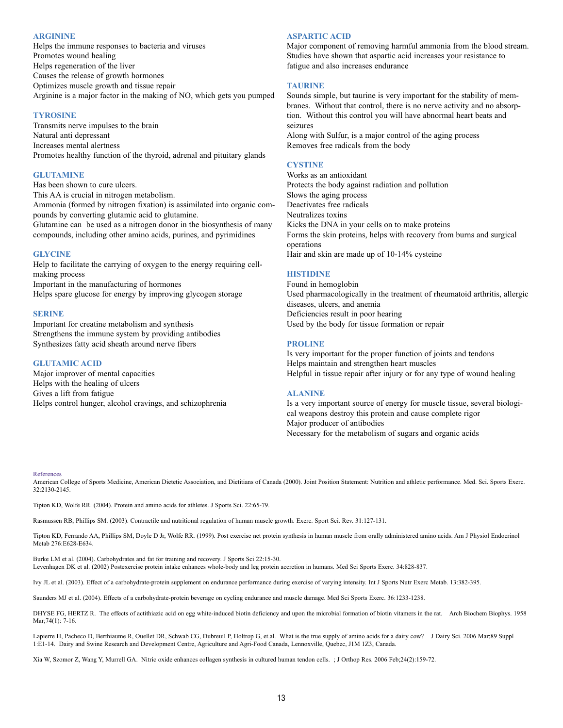### ARGININE

Helps the immune responses to bacteria and viruses
Promotes wound healing
Helps regeneration of the liver
Causes the release of growth hormones
Optimizes muscle growth and tissue repair
Arginine is a major factor in the making of NO, which gets you pumped

### TYROSINE

Transmits nerve impulses to the brain
Natural anti depressant
Increases mental alertness
Promotes healthy function of the thyroid, adrenal and pituitary glands

### GLUTAMINE

Has been shown to cure ulcers.
This AA is crucial in nitrogen metabolism.
Ammonia (formed by nitrogen fixation) is assimilated into organic compounds by converting glutamic acid to glutamine.
Glutamine can be used as a nitrogen donor in the biosynthesis of many compounds, including other amino acids, purines, and pyrimidines

### GLYCINE

Help to facilitate the carrying of oxygen to the energy requiring cell-making process
Important in the manufacturing of hormones
Helps spare glucose for energy by improving glycogen storage

### SERINE

Important for creatine metabolism and synthesis
Strengthens the immune system by providing antibodies
Synthesizes fatty acid sheath around nerve fibers

### GLUTAMIC ACID

Major improver of mental capacities
Helps with the healing of ulcers
Gives a lift from fatigue
Helps control hunger, alcohol cravings, and schizophrenia

### ASPARTIC ACID

Major component of removing harmful ammonia from the blood stream.
Studies have shown that aspartic acid increases your resistance to fatigue and also increases endurance

### TAURINE

Sounds simple, but taurine is very important for the stability of membranes. Without that control, there is no nerve activity and no absorption. Without this control you will have abnormal heart beats and seizures
Along with Sulfur, is a major control of the aging process
Removes free radicals from the body

### CYSTINE

Works as an antioxidant
Protects the body against radiation and pollution
Slows the aging process
Deactivates free radicals
Neutralizes toxins
Kicks the DNA in your cells on to make proteins
Forms the skin proteins, helps with recovery from burns and surgical operations
Hair and skin are made up of 10-14% cysteine

### HISTIDINE

Found in hemoglobin
Used pharmacologically in the treatment of rheumatoid arthritis, allergic diseases, ulcers, and anemia
Deficiencies result in poor hearing
Used by the body for tissue formation or repair

### PROLINE

Is very important for the proper function of joints and tendons
Helps maintain and strengthen heart muscles
Helpful in tissue repair after injury or for any type of wound healing

### ALANINE

Is a very important source of energy for muscle tissue, several biological weapons destroy this protein and cause complete rigor
Major producer of antibodies
Necessary for the metabolism of sugars and organic acids

References

American College of Sports Medicine, American Dietetic Association, and Dietitians of Canada (2000). Joint Position Statement: Nutrition and athletic performance. Med. Sci. Sports Exerc. 32:2130-2145.

Tipton KD, Wolfe RR. (2004). Protein and amino acids for athletes. J Sports Sci. 22:65-79.

Rasmussen RB, Phillips SM. (2003). Contractile and nutritional regulation of human muscle growth. Exerc. Sport Sci. Rev. 31:127-131.

Tipton KD, Ferrando AA, Phillips SM, Doyle D Jr, Wolfe RR. (1999). Post exercise net protein synthesis in human muscle from orally administered amino acids. Am J Physiol Endocrinol Metab 276:E628-E634.

Burke LM et al. (2004). Carbohydrates and fat for training and recovery. J Sports Sci 22:15-30.
Levenhagen DK et al. (2002) Postexercise protein intake enhances whole-body and leg protein accretion in humans. Med Sci Sports Exerc. 34:828-837.

Ivy JL et al. (2003). Effect of a carbohydrate-protein supplement on endurance performance during exercise of varying intensity. Int J Sports Nutr Exerc Metab. 13:382-395.

Saunders MJ et al. (2004). Effects of a carbohydrate-protein beverage on cycling endurance and muscle damage. Med Sci Sports Exerc. 36:1233-1238.

DHYSE FG, HERTZ R. The effects of actithiazic acid on egg white-induced biotin deficiency and upon the microbial formation of biotin vitamers in the rat. Arch Biochem Biophys. 1958 Mar;74(1): 7-16.

Lapierre H, Pacheco D, Berthiaume R, Ouellet DR, Schwab CG, Dubreuil P, Holtrop G, et.al. What is the true supply of amino acids for a dairy cow? J Dairy Sci. 2006 Mar;89 Suppl 1:E1-14. Dairy and Swine Research and Development Centre, Agriculture and Agri-Food Canada, Lennoxville, Quebec, J1M 1Z3, Canada.

Xia W, Szomor Z, Wang Y, Murrell GA. Nitric oxide enhances collagen synthesis in cultured human tendon cells. ; J Orthop Res. 2006 Feb;24(2):159-72.